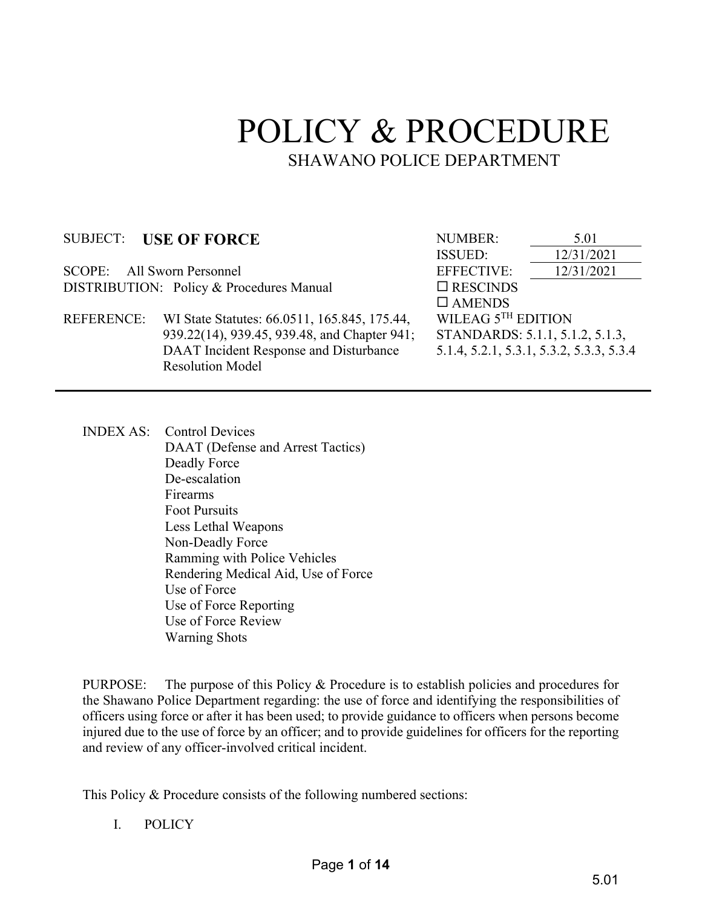# POLICY & PROCEDURE

## SHAWANO POLICE DEPARTMENT

| | | | |
|---|---|---|---|
| SUBJECT: | **USE OF FORCE** | NUMBER: | 5.01 |
| | | ISSUED: | 12/31/2021 |
| SCOPE: | All Sworn Personnel | EFFECTIVE: | 12/31/2021 |
| DISTRIBUTION: | Policy & Procedures Manual | ☐ RESCINDS | |
| | | ☐ AMENDS | |
| REFERENCE: | WI State Statutes: 66.0511, 165.845, 175.44, 939.22(14), 939.45, 939.48, and Chapter 941; DAAT Incident Response and Disturbance Resolution Model | WILEAG 5TH EDITION STANDARDS: 5.1.1, 5.1.2, 5.1.3, 5.1.4, 5.2.1, 5.3.1, 5.3.2, 5.3.3, 5.3.4 | |

INDEX AS:
- Control Devices
- DAAT (Defense and Arrest Tactics)
- Deadly Force
- De-escalation
- Firearms
- Foot Pursuits
- Less Lethal Weapons
- Non-Deadly Force
- Ramming with Police Vehicles
- Rendering Medical Aid, Use of Force
- Use of Force
- Use of Force Reporting
- Use of Force Review
- Warning Shots

PURPOSE: The purpose of this Policy & Procedure is to establish policies and procedures for the Shawano Police Department regarding: the use of force and identifying the responsibilities of officers using force or after it has been used; to provide guidance to officers when persons become injured due to the use of force by an officer; and to provide guidelines for officers for the reporting and review of any officer-involved critical incident.

This Policy & Procedure consists of the following numbered sections:

I. POLICY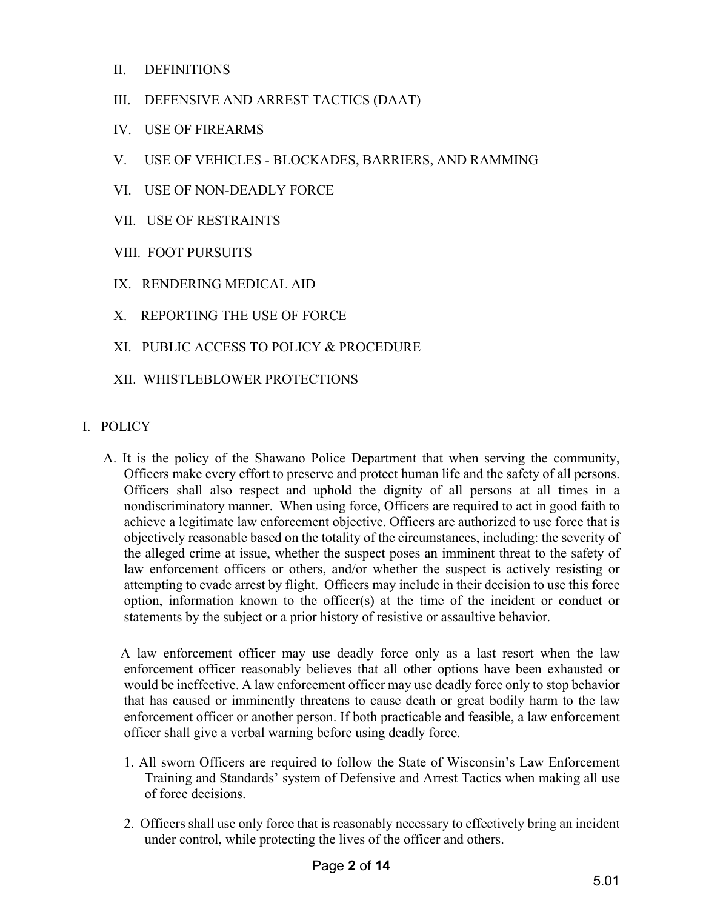II. DEFINITIONS

III. DEFENSIVE AND ARREST TACTICS (DAAT)

IV. USE OF FIREARMS

V. USE OF VEHICLES - BLOCKADES, BARRIERS, AND RAMMING

VI. USE OF NON-DEADLY FORCE

VII. USE OF RESTRAINTS

VIII. FOOT PURSUITS

IX. RENDERING MEDICAL AID

X. REPORTING THE USE OF FORCE

XI. PUBLIC ACCESS TO POLICY & PROCEDURE

XII. WHISTLEBLOWER PROTECTIONS

## I. POLICY

A. It is the policy of the Shawano Police Department that when serving the community, Officers make every effort to preserve and protect human life and the safety of all persons. Officers shall also respect and uphold the dignity of all persons at all times in a nondiscriminatory manner. When using force, Officers are required to act in good faith to achieve a legitimate law enforcement objective. Officers are authorized to use force that is objectively reasonable based on the totality of the circumstances, including: the severity of the alleged crime at issue, whether the suspect poses an imminent threat to the safety of law enforcement officers or others, and/or whether the suspect is actively resisting or attempting to evade arrest by flight. Officers may include in their decision to use this force option, information known to the officer(s) at the time of the incident or conduct or statements by the subject or a prior history of resistive or assaultive behavior.

A law enforcement officer may use deadly force only as a last resort when the law enforcement officer reasonably believes that all other options have been exhausted or would be ineffective. A law enforcement officer may use deadly force only to stop behavior that has caused or imminently threatens to cause death or great bodily harm to the law enforcement officer or another person. If both practicable and feasible, a law enforcement officer shall give a verbal warning before using deadly force.

1. All sworn Officers are required to follow the State of Wisconsin's Law Enforcement Training and Standards' system of Defensive and Arrest Tactics when making all use of force decisions.

2. Officers shall use only force that is reasonably necessary to effectively bring an incident under control, while protecting the lives of the officer and others.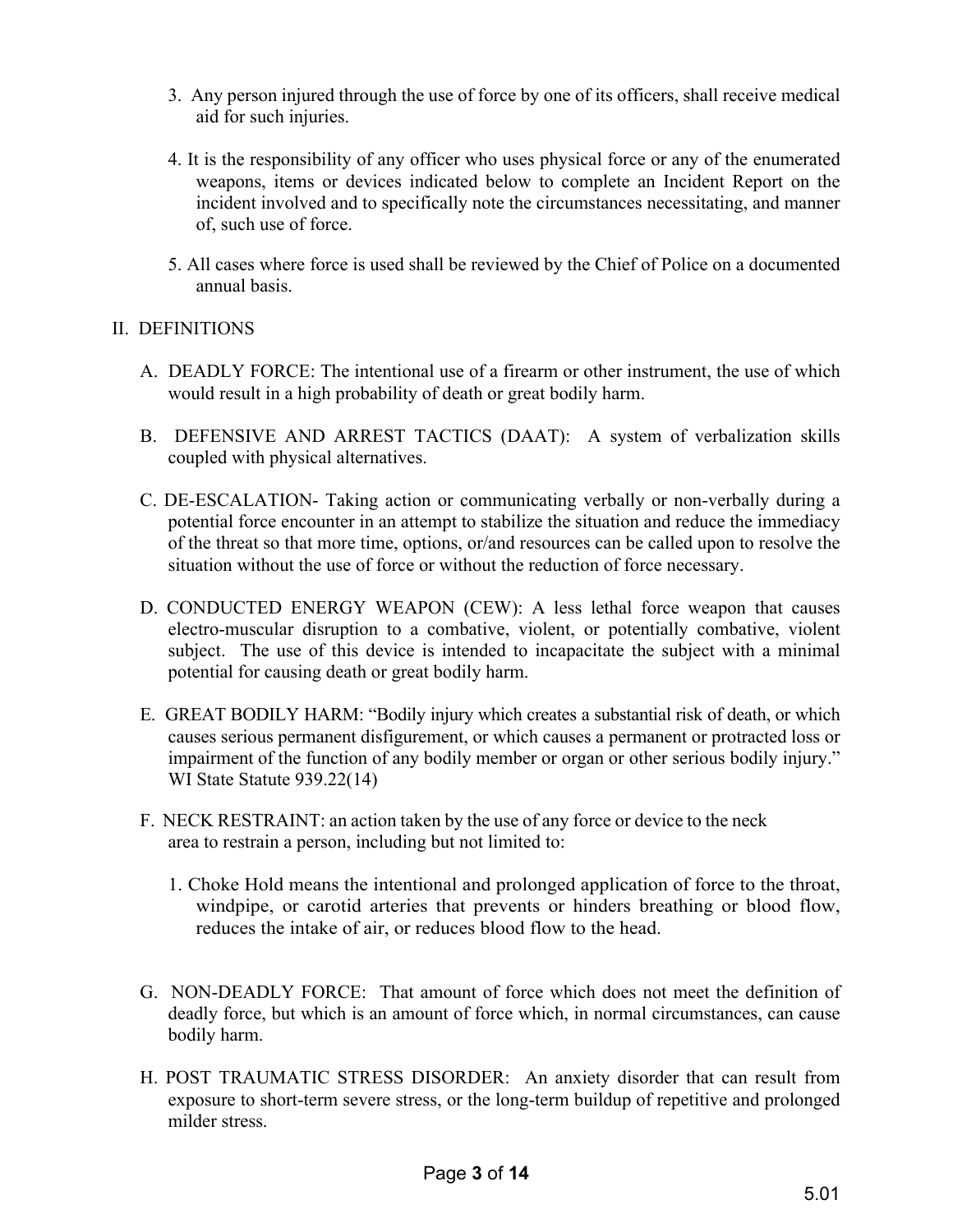3. Any person injured through the use of force by one of its officers, shall receive medical aid for such injuries.

4. It is the responsibility of any officer who uses physical force or any of the enumerated weapons, items or devices indicated below to complete an Incident Report on the incident involved and to specifically note the circumstances necessitating, and manner of, such use of force.

5. All cases where force is used shall be reviewed by the Chief of Police on a documented annual basis.

## II. DEFINITIONS

A. DEADLY FORCE: The intentional use of a firearm or other instrument, the use of which would result in a high probability of death or great bodily harm.

B. DEFENSIVE AND ARREST TACTICS (DAAT): A system of verbalization skills coupled with physical alternatives.

C. DE-ESCALATION- Taking action or communicating verbally or non-verbally during a potential force encounter in an attempt to stabilize the situation and reduce the immediacy of the threat so that more time, options, or/and resources can be called upon to resolve the situation without the use of force or without the reduction of force necessary.

D. CONDUCTED ENERGY WEAPON (CEW): A less lethal force weapon that causes electro-muscular disruption to a combative, violent, or potentially combative, violent subject. The use of this device is intended to incapacitate the subject with a minimal potential for causing death or great bodily harm.

E. GREAT BODILY HARM: "Bodily injury which creates a substantial risk of death, or which causes serious permanent disfigurement, or which causes a permanent or protracted loss or impairment of the function of any bodily member or organ or other serious bodily injury." WI State Statute 939.22(14)

F. NECK RESTRAINT: an action taken by the use of any force or device to the neck area to restrain a person, including but not limited to:

1. Choke Hold means the intentional and prolonged application of force to the throat, windpipe, or carotid arteries that prevents or hinders breathing or blood flow, reduces the intake of air, or reduces blood flow to the head.

G. NON-DEADLY FORCE: That amount of force which does not meet the definition of deadly force, but which is an amount of force which, in normal circumstances, can cause bodily harm.

H. POST TRAUMATIC STRESS DISORDER: An anxiety disorder that can result from exposure to short-term severe stress, or the long-term buildup of repetitive and prolonged milder stress.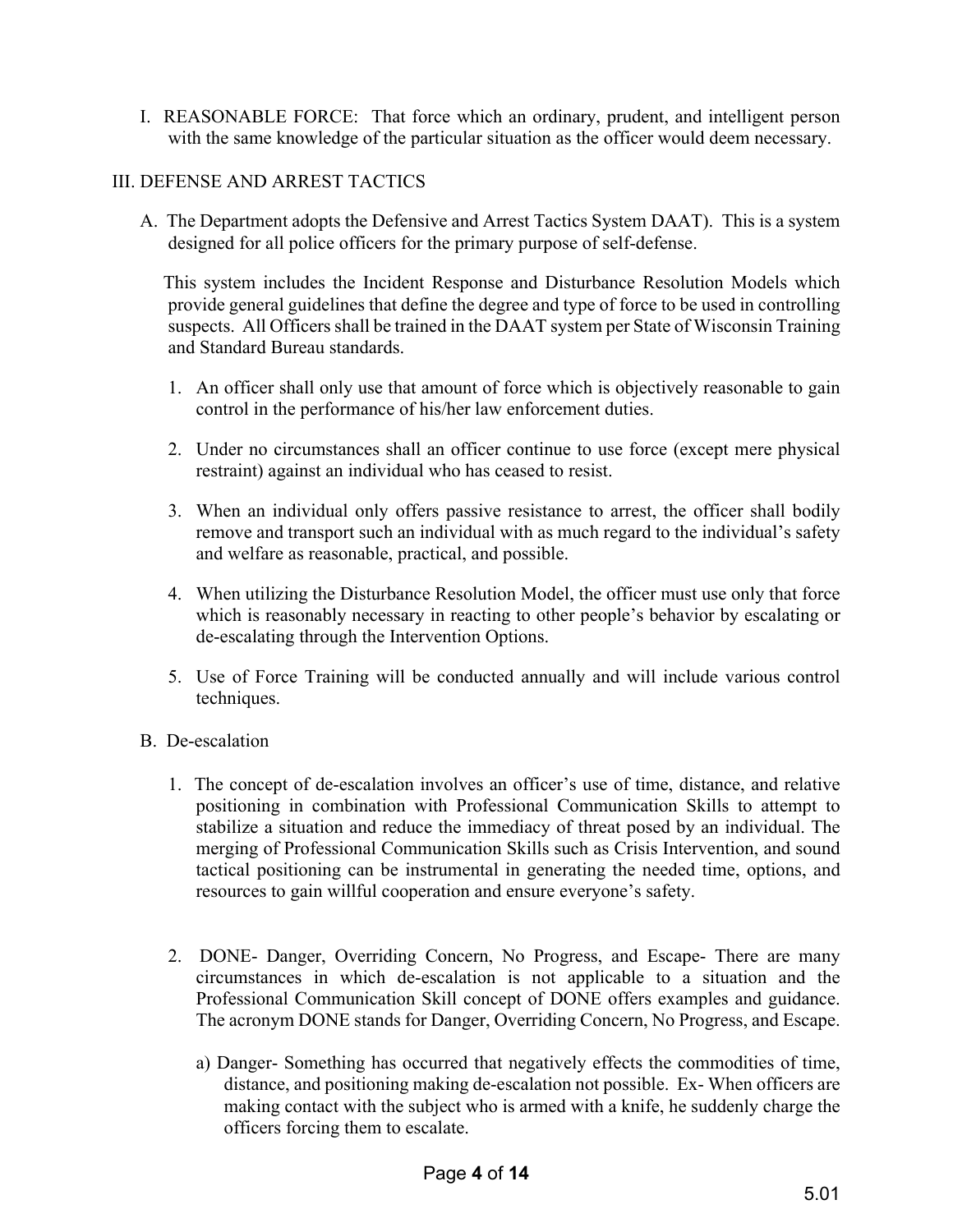I. REASONABLE FORCE: That force which an ordinary, prudent, and intelligent person with the same knowledge of the particular situation as the officer would deem necessary.

## III. DEFENSE AND ARREST TACTICS

A. The Department adopts the Defensive and Arrest Tactics System DAAT). This is a system designed for all police officers for the primary purpose of self-defense.

This system includes the Incident Response and Disturbance Resolution Models which provide general guidelines that define the degree and type of force to be used in controlling suspects. All Officers shall be trained in the DAAT system per State of Wisconsin Training and Standard Bureau standards.

1. An officer shall only use that amount of force which is objectively reasonable to gain control in the performance of his/her law enforcement duties.
2. Under no circumstances shall an officer continue to use force (except mere physical restraint) against an individual who has ceased to resist.
3. When an individual only offers passive resistance to arrest, the officer shall bodily remove and transport such an individual with as much regard to the individual's safety and welfare as reasonable, practical, and possible.
4. When utilizing the Disturbance Resolution Model, the officer must use only that force which is reasonably necessary in reacting to other people's behavior by escalating or de-escalating through the Intervention Options.
5. Use of Force Training will be conducted annually and will include various control techniques.

B. De-escalation

1. The concept of de-escalation involves an officer's use of time, distance, and relative positioning in combination with Professional Communication Skills to attempt to stabilize a situation and reduce the immediacy of threat posed by an individual. The merging of Professional Communication Skills such as Crisis Intervention, and sound tactical positioning can be instrumental in generating the needed time, options, and resources to gain willful cooperation and ensure everyone's safety.

2. DONE- Danger, Overriding Concern, No Progress, and Escape- There are many circumstances in which de-escalation is not applicable to a situation and the Professional Communication Skill concept of DONE offers examples and guidance. The acronym DONE stands for Danger, Overriding Concern, No Progress, and Escape.

   a) Danger- Something has occurred that negatively effects the commodities of time, distance, and positioning making de-escalation not possible. Ex- When officers are making contact with the subject who is armed with a knife, he suddenly charge the officers forcing them to escalate.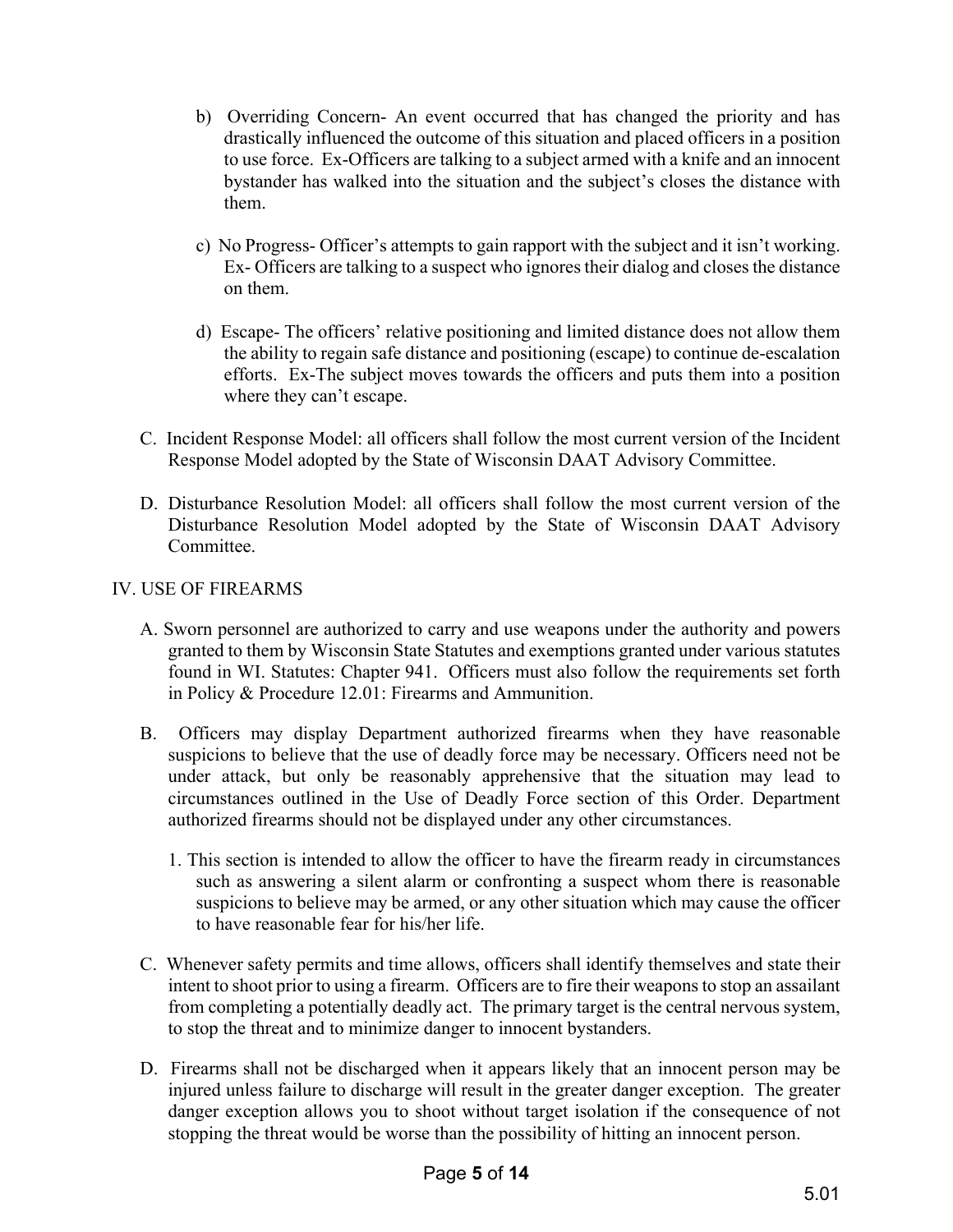b) Overriding Concern- An event occurred that has changed the priority and has drastically influenced the outcome of this situation and placed officers in a position to use force. Ex-Officers are talking to a subject armed with a knife and an innocent bystander has walked into the situation and the subject's closes the distance with them.

c) No Progress- Officer's attempts to gain rapport with the subject and it isn't working. Ex- Officers are talking to a suspect who ignores their dialog and closes the distance on them.

d) Escape- The officers' relative positioning and limited distance does not allow them the ability to regain safe distance and positioning (escape) to continue de-escalation efforts. Ex-The subject moves towards the officers and puts them into a position where they can't escape.

C. Incident Response Model: all officers shall follow the most current version of the Incident Response Model adopted by the State of Wisconsin DAAT Advisory Committee.

D. Disturbance Resolution Model: all officers shall follow the most current version of the Disturbance Resolution Model adopted by the State of Wisconsin DAAT Advisory Committee.

## IV. USE OF FIREARMS

A. Sworn personnel are authorized to carry and use weapons under the authority and powers granted to them by Wisconsin State Statutes and exemptions granted under various statutes found in WI. Statutes: Chapter 941. Officers must also follow the requirements set forth in Policy & Procedure 12.01: Firearms and Ammunition.

B. Officers may display Department authorized firearms when they have reasonable suspicions to believe that the use of deadly force may be necessary. Officers need not be under attack, but only be reasonably apprehensive that the situation may lead to circumstances outlined in the Use of Deadly Force section of this Order. Department authorized firearms should not be displayed under any other circumstances.

1. This section is intended to allow the officer to have the firearm ready in circumstances such as answering a silent alarm or confronting a suspect whom there is reasonable suspicions to believe may be armed, or any other situation which may cause the officer to have reasonable fear for his/her life.

C. Whenever safety permits and time allows, officers shall identify themselves and state their intent to shoot prior to using a firearm. Officers are to fire their weapons to stop an assailant from completing a potentially deadly act. The primary target is the central nervous system, to stop the threat and to minimize danger to innocent bystanders.

D. Firearms shall not be discharged when it appears likely that an innocent person may be injured unless failure to discharge will result in the greater danger exception. The greater danger exception allows you to shoot without target isolation if the consequence of not stopping the threat would be worse than the possibility of hitting an innocent person.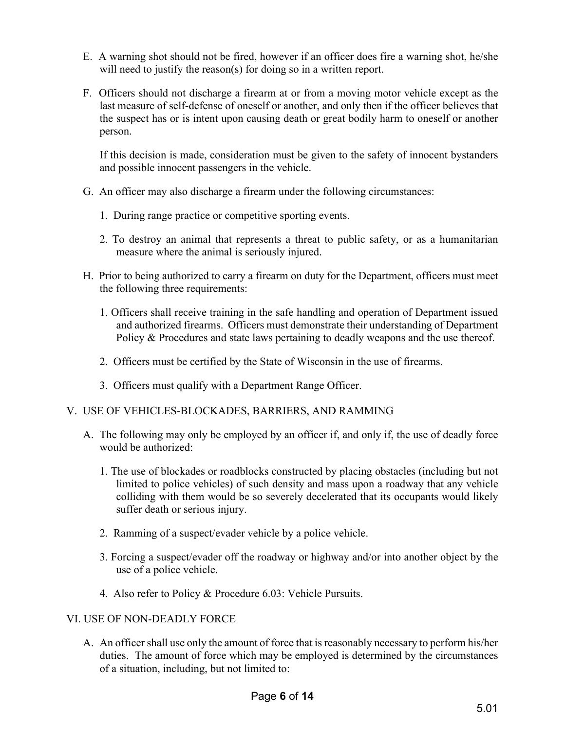E. A warning shot should not be fired, however if an officer does fire a warning shot, he/she will need to justify the reason(s) for doing so in a written report.

F. Officers should not discharge a firearm at or from a moving motor vehicle except as the last measure of self-defense of oneself or another, and only then if the officer believes that the suspect has or is intent upon causing death or great bodily harm to oneself or another person.

   If this decision is made, consideration must be given to the safety of innocent bystanders and possible innocent passengers in the vehicle.

G. An officer may also discharge a firearm under the following circumstances:

   1. During range practice or competitive sporting events.

   2. To destroy an animal that represents a threat to public safety, or as a humanitarian measure where the animal is seriously injured.

H. Prior to being authorized to carry a firearm on duty for the Department, officers must meet the following three requirements:

   1. Officers shall receive training in the safe handling and operation of Department issued and authorized firearms. Officers must demonstrate their understanding of Department Policy & Procedures and state laws pertaining to deadly weapons and the use thereof.

   2. Officers must be certified by the State of Wisconsin in the use of firearms.

   3. Officers must qualify with a Department Range Officer.

## V. USE OF VEHICLES-BLOCKADES, BARRIERS, AND RAMMING

A. The following may only be employed by an officer if, and only if, the use of deadly force would be authorized:

   1. The use of blockades or roadblocks constructed by placing obstacles (including but not limited to police vehicles) of such density and mass upon a roadway that any vehicle colliding with them would be so severely decelerated that its occupants would likely suffer death or serious injury.

   2. Ramming of a suspect/evader vehicle by a police vehicle.

   3. Forcing a suspect/evader off the roadway or highway and/or into another object by the use of a police vehicle.

   4. Also refer to Policy & Procedure 6.03: Vehicle Pursuits.

## VI. USE OF NON-DEADLY FORCE

A. An officer shall use only the amount of force that is reasonably necessary to perform his/her duties. The amount of force which may be employed is determined by the circumstances of a situation, including, but not limited to: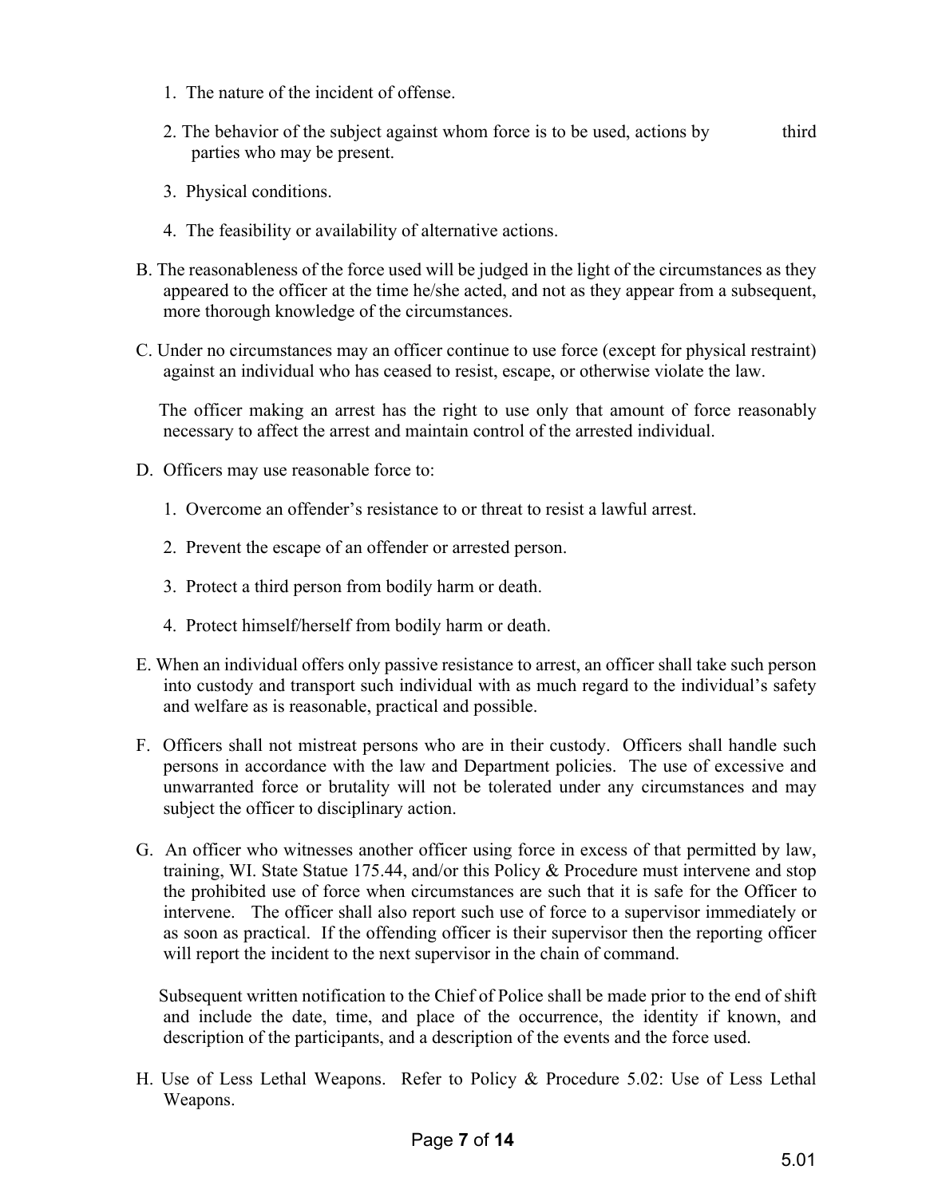1. The nature of the incident of offense.

2. The behavior of the subject against whom force is to be used, actions by third parties who may be present.

3. Physical conditions.

4. The feasibility or availability of alternative actions.

B. The reasonableness of the force used will be judged in the light of the circumstances as they appeared to the officer at the time he/she acted, and not as they appear from a subsequent, more thorough knowledge of the circumstances.

C. Under no circumstances may an officer continue to use force (except for physical restraint) against an individual who has ceased to resist, escape, or otherwise violate the law.

The officer making an arrest has the right to use only that amount of force reasonably necessary to affect the arrest and maintain control of the arrested individual.

D. Officers may use reasonable force to:

1. Overcome an offender's resistance to or threat to resist a lawful arrest.

2. Prevent the escape of an offender or arrested person.

3. Protect a third person from bodily harm or death.

4. Protect himself/herself from bodily harm or death.

E. When an individual offers only passive resistance to arrest, an officer shall take such person into custody and transport such individual with as much regard to the individual's safety and welfare as is reasonable, practical and possible.

F. Officers shall not mistreat persons who are in their custody. Officers shall handle such persons in accordance with the law and Department policies. The use of excessive and unwarranted force or brutality will not be tolerated under any circumstances and may subject the officer to disciplinary action.

G. An officer who witnesses another officer using force in excess of that permitted by law, training, WI. State Statue 175.44, and/or this Policy & Procedure must intervene and stop the prohibited use of force when circumstances are such that it is safe for the Officer to intervene. The officer shall also report such use of force to a supervisor immediately or as soon as practical. If the offending officer is their supervisor then the reporting officer will report the incident to the next supervisor in the chain of command.

Subsequent written notification to the Chief of Police shall be made prior to the end of shift and include the date, time, and place of the occurrence, the identity if known, and description of the participants, and a description of the events and the force used.

H. Use of Less Lethal Weapons. Refer to Policy & Procedure 5.02: Use of Less Lethal Weapons.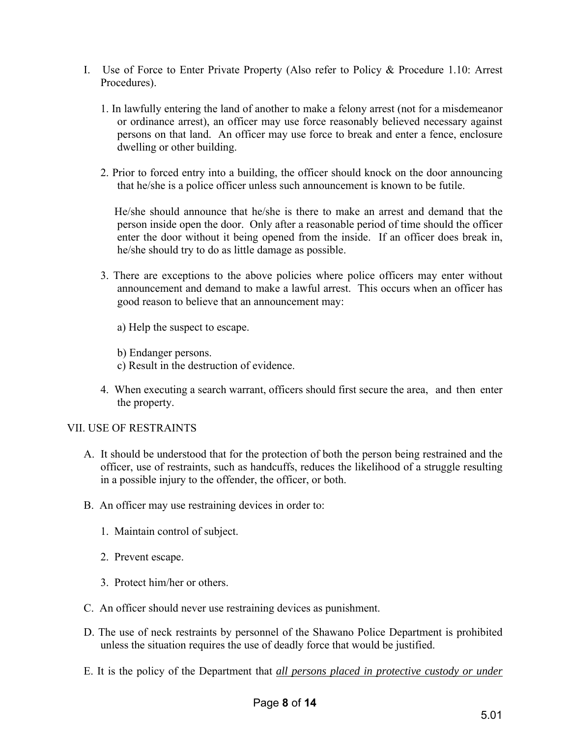I. Use of Force to Enter Private Property (Also refer to Policy & Procedure 1.10: Arrest Procedures).

1. In lawfully entering the land of another to make a felony arrest (not for a misdemeanor or ordinance arrest), an officer may use force reasonably believed necessary against persons on that land. An officer may use force to break and enter a fence, enclosure dwelling or other building.

2. Prior to forced entry into a building, the officer should knock on the door announcing that he/she is a police officer unless such announcement is known to be futile.

   He/she should announce that he/she is there to make an arrest and demand that the person inside open the door. Only after a reasonable period of time should the officer enter the door without it being opened from the inside. If an officer does break in, he/she should try to do as little damage as possible.

3. There are exceptions to the above policies where police officers may enter without announcement and demand to make a lawful arrest. This occurs when an officer has good reason to believe that an announcement may:

   a) Help the suspect to escape.

   b) Endanger persons.

   c) Result in the destruction of evidence.

4. When executing a search warrant, officers should first secure the area, and then enter the property.

## VII. USE OF RESTRAINTS

A. It should be understood that for the protection of both the person being restrained and the officer, use of restraints, such as handcuffs, reduces the likelihood of a struggle resulting in a possible injury to the offender, the officer, or both.

B. An officer may use restraining devices in order to:

1. Maintain control of subject.

2. Prevent escape.

3. Protect him/her or others.

C. An officer should never use restraining devices as punishment.

D. The use of neck restraints by personnel of the Shawano Police Department is prohibited unless the situation requires the use of deadly force that would be justified.

E. It is the policy of the Department that <u>*all persons placed in protective custody or under*</u>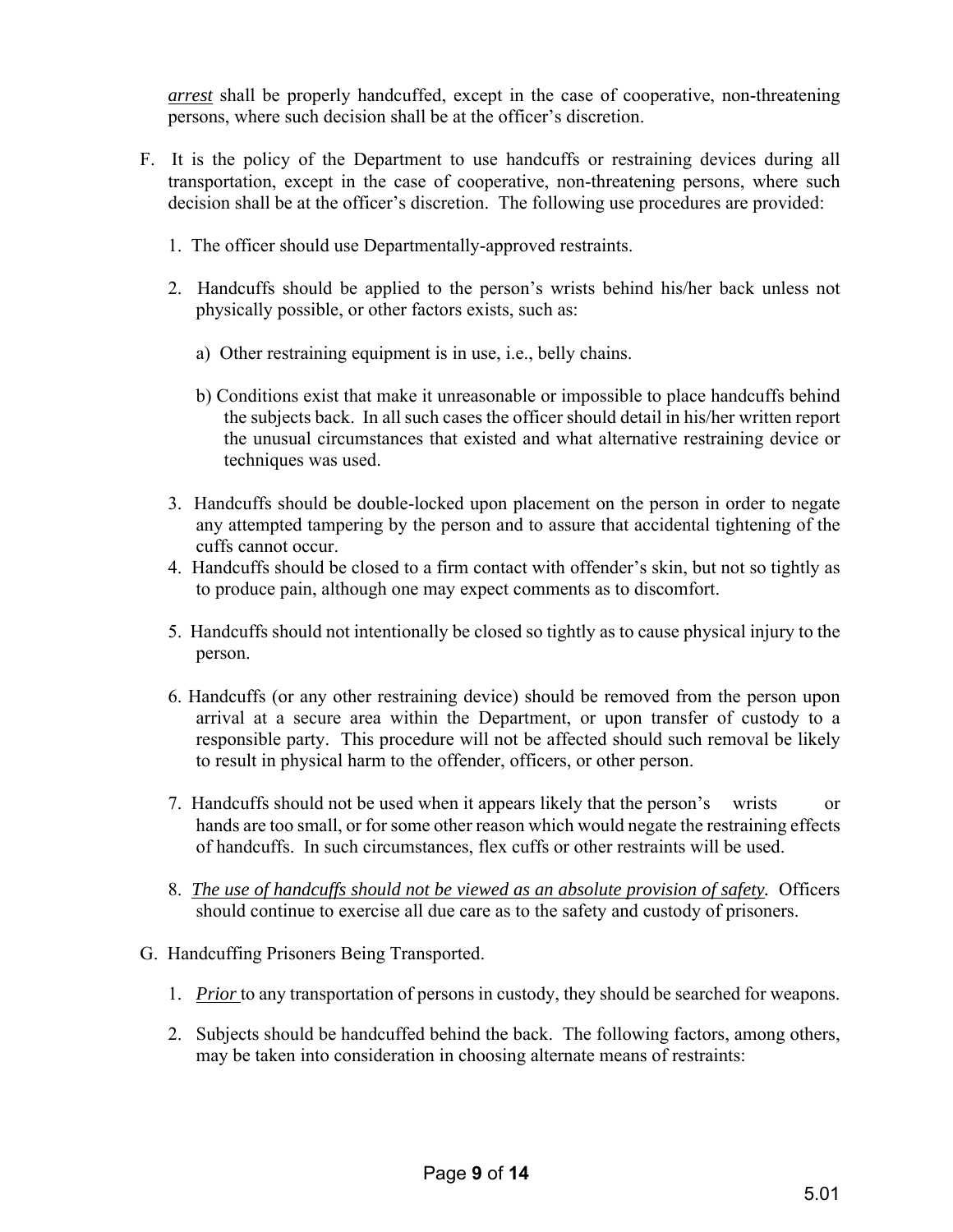*arrest* shall be properly handcuffed, except in the case of cooperative, non-threatening persons, where such decision shall be at the officer's discretion.

F. It is the policy of the Department to use handcuffs or restraining devices during all transportation, except in the case of cooperative, non-threatening persons, where such decision shall be at the officer's discretion. The following use procedures are provided:

1. The officer should use Departmentally-approved restraints.

2. Handcuffs should be applied to the person's wrists behind his/her back unless not physically possible, or other factors exists, such as:

   a) Other restraining equipment is in use, i.e., belly chains.

   b) Conditions exist that make it unreasonable or impossible to place handcuffs behind the subjects back. In all such cases the officer should detail in his/her written report the unusual circumstances that existed and what alternative restraining device or techniques was used.

3. Handcuffs should be double-locked upon placement on the person in order to negate any attempted tampering by the person and to assure that accidental tightening of the cuffs cannot occur.
4. Handcuffs should be closed to a firm contact with offender's skin, but not so tightly as to produce pain, although one may expect comments as to discomfort.

5. Handcuffs should not intentionally be closed so tightly as to cause physical injury to the person.

6. Handcuffs (or any other restraining device) should be removed from the person upon arrival at a secure area within the Department, or upon transfer of custody to a responsible party. This procedure will not be affected should such removal be likely to result in physical harm to the offender, officers, or other person.

7. Handcuffs should not be used when it appears likely that the person's wrists or hands are too small, or for some other reason which would negate the restraining effects of handcuffs. In such circumstances, flex cuffs or other restraints will be used.

8. *The use of handcuffs should not be viewed as an absolute provision of safety.* Officers should continue to exercise all due care as to the safety and custody of prisoners.

G. Handcuffing Prisoners Being Transported.

1. *Prior* to any transportation of persons in custody, they should be searched for weapons.

2. Subjects should be handcuffed behind the back. The following factors, among others, may be taken into consideration in choosing alternate means of restraints: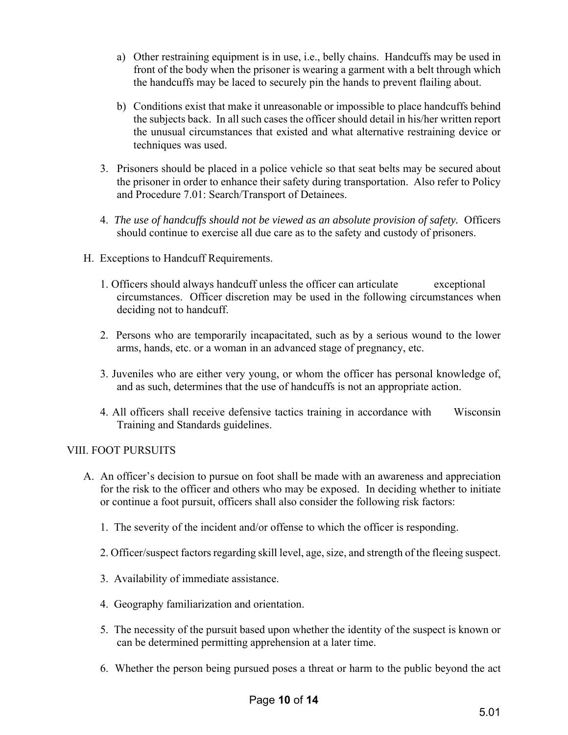a) Other restraining equipment is in use, i.e., belly chains. Handcuffs may be used in front of the body when the prisoner is wearing a garment with a belt through which the handcuffs may be laced to securely pin the hands to prevent flailing about.

b) Conditions exist that make it unreasonable or impossible to place handcuffs behind the subjects back. In all such cases the officer should detail in his/her written report the unusual circumstances that existed and what alternative restraining device or techniques was used.

3. Prisoners should be placed in a police vehicle so that seat belts may be secured about the prisoner in order to enhance their safety during transportation. Also refer to Policy and Procedure 7.01: Search/Transport of Detainees.

4. *The use of handcuffs should not be viewed as an absolute provision of safety.* Officers should continue to exercise all due care as to the safety and custody of prisoners.

H. Exceptions to Handcuff Requirements.

1. Officers should always handcuff unless the officer can articulate exceptional circumstances. Officer discretion may be used in the following circumstances when deciding not to handcuff.

2. Persons who are temporarily incapacitated, such as by a serious wound to the lower arms, hands, etc. or a woman in an advanced stage of pregnancy, etc.

3. Juveniles who are either very young, or whom the officer has personal knowledge of, and as such, determines that the use of handcuffs is not an appropriate action.

4. All officers shall receive defensive tactics training in accordance with Wisconsin Training and Standards guidelines.

VIII. FOOT PURSUITS

A. An officer's decision to pursue on foot shall be made with an awareness and appreciation for the risk to the officer and others who may be exposed. In deciding whether to initiate or continue a foot pursuit, officers shall also consider the following risk factors:

1. The severity of the incident and/or offense to which the officer is responding.

2. Officer/suspect factors regarding skill level, age, size, and strength of the fleeing suspect.

3. Availability of immediate assistance.

4. Geography familiarization and orientation.

5. The necessity of the pursuit based upon whether the identity of the suspect is known or can be determined permitting apprehension at a later time.

6. Whether the person being pursued poses a threat or harm to the public beyond the act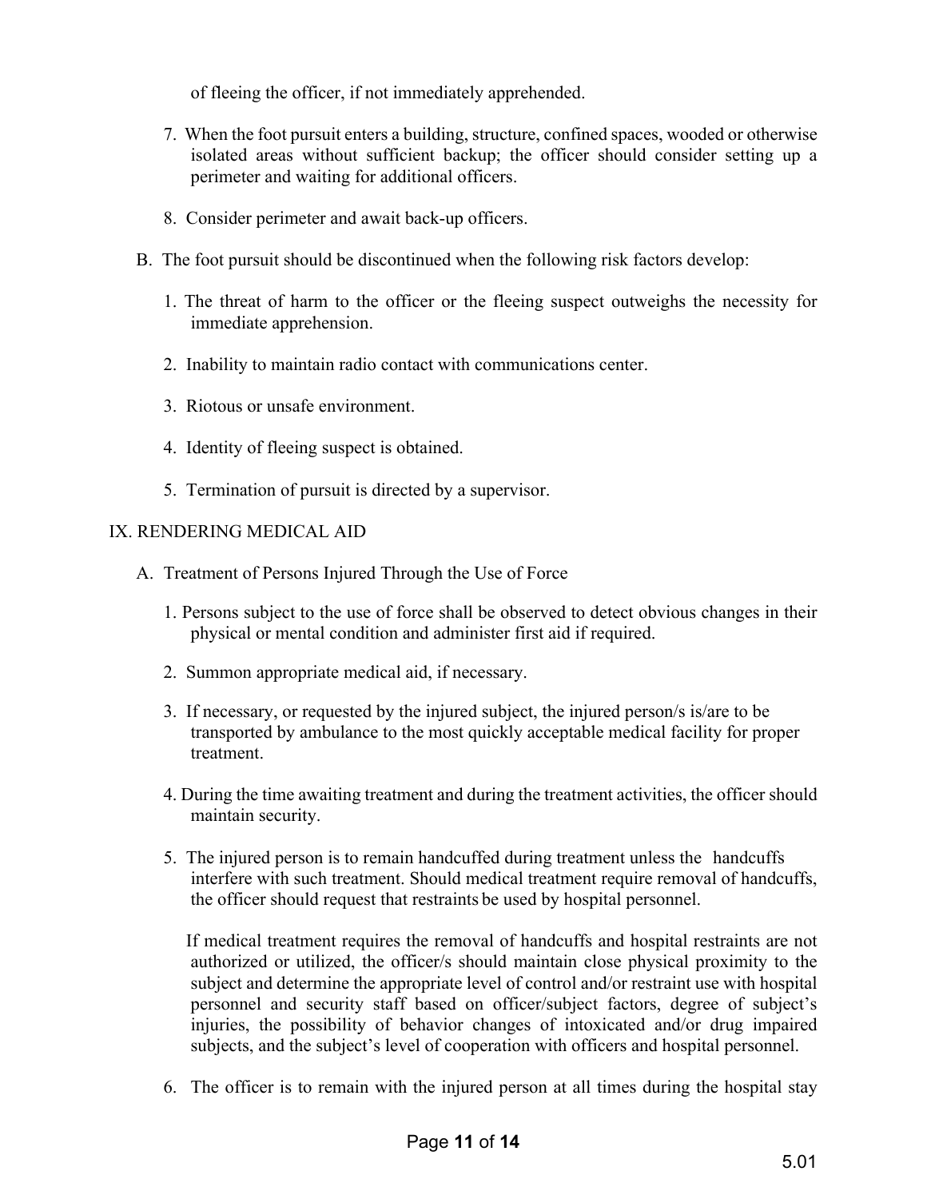of fleeing the officer, if not immediately apprehended.

7. When the foot pursuit enters a building, structure, confined spaces, wooded or otherwise isolated areas without sufficient backup; the officer should consider setting up a perimeter and waiting for additional officers.

8. Consider perimeter and await back-up officers.

B. The foot pursuit should be discontinued when the following risk factors develop:

1. The threat of harm to the officer or the fleeing suspect outweighs the necessity for immediate apprehension.

2. Inability to maintain radio contact with communications center.

3. Riotous or unsafe environment.

4. Identity of fleeing suspect is obtained.

5. Termination of pursuit is directed by a supervisor.

IX. RENDERING MEDICAL AID

A. Treatment of Persons Injured Through the Use of Force

1. Persons subject to the use of force shall be observed to detect obvious changes in their physical or mental condition and administer first aid if required.

2. Summon appropriate medical aid, if necessary.

3. If necessary, or requested by the injured subject, the injured person/s is/are to be transported by ambulance to the most quickly acceptable medical facility for proper treatment.

4. During the time awaiting treatment and during the treatment activities, the officer should maintain security.

5. The injured person is to remain handcuffed during treatment unless the handcuffs interfere with such treatment. Should medical treatment require removal of handcuffs, the officer should request that restraints be used by hospital personnel.

If medical treatment requires the removal of handcuffs and hospital restraints are not authorized or utilized, the officer/s should maintain close physical proximity to the subject and determine the appropriate level of control and/or restraint use with hospital personnel and security staff based on officer/subject factors, degree of subject's injuries, the possibility of behavior changes of intoxicated and/or drug impaired subjects, and the subject's level of cooperation with officers and hospital personnel.

6. The officer is to remain with the injured person at all times during the hospital stay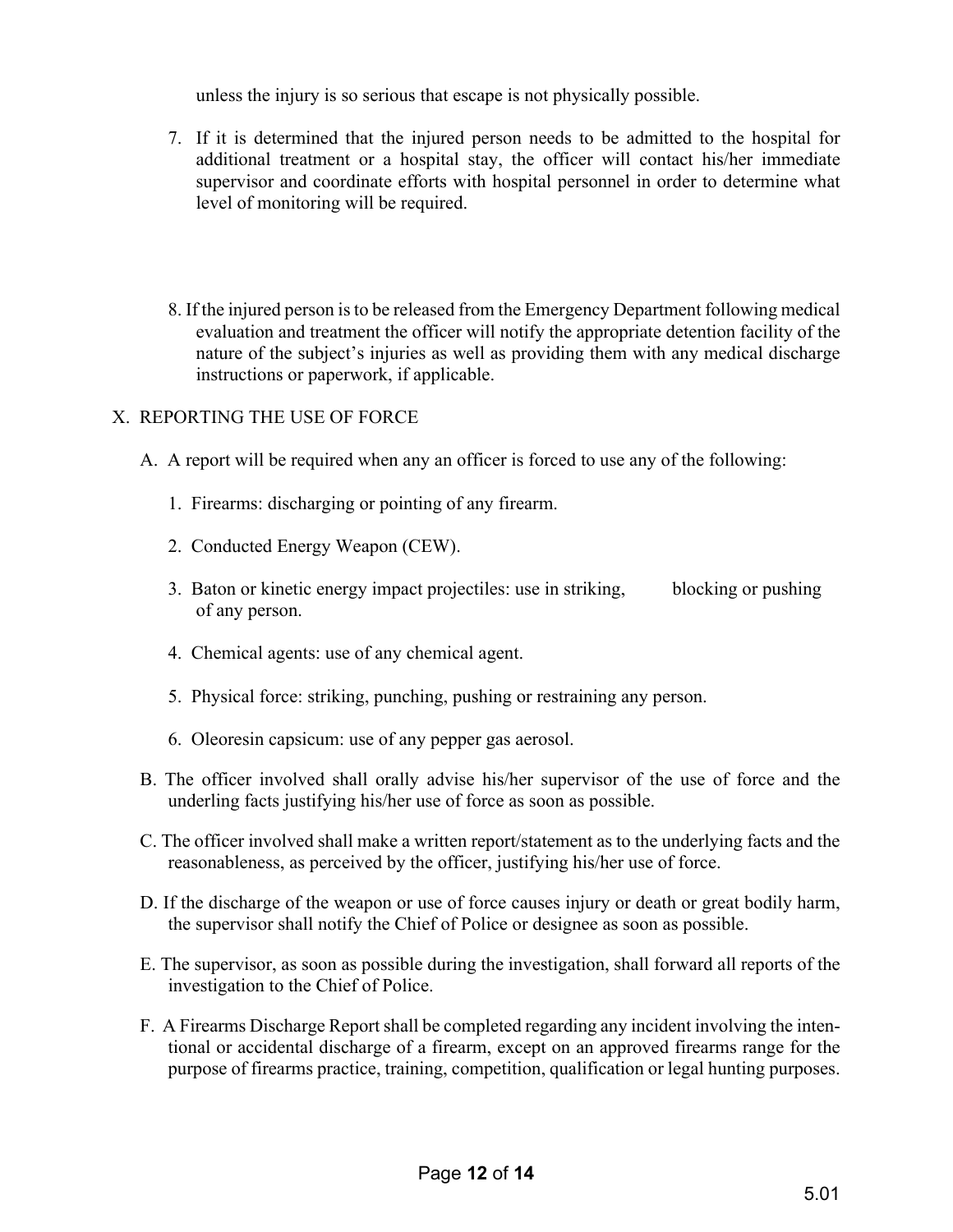unless the injury is so serious that escape is not physically possible.

7. If it is determined that the injured person needs to be admitted to the hospital for additional treatment or a hospital stay, the officer will contact his/her immediate supervisor and coordinate efforts with hospital personnel in order to determine what level of monitoring will be required.

8. If the injured person is to be released from the Emergency Department following medical evaluation and treatment the officer will notify the appropriate detention facility of the nature of the subject's injuries as well as providing them with any medical discharge instructions or paperwork, if applicable.

## X. REPORTING THE USE OF FORCE

A. A report will be required when any an officer is forced to use any of the following:

1. Firearms: discharging or pointing of any firearm.
2. Conducted Energy Weapon (CEW).
3. Baton or kinetic energy impact projectiles: use in striking, blocking or pushing of any person.
4. Chemical agents: use of any chemical agent.
5. Physical force: striking, punching, pushing or restraining any person.
6. Oleoresin capsicum: use of any pepper gas aerosol.

B. The officer involved shall orally advise his/her supervisor of the use of force and the underling facts justifying his/her use of force as soon as possible.

C. The officer involved shall make a written report/statement as to the underlying facts and the reasonableness, as perceived by the officer, justifying his/her use of force.

D. If the discharge of the weapon or use of force causes injury or death or great bodily harm, the supervisor shall notify the Chief of Police or designee as soon as possible.

E. The supervisor, as soon as possible during the investigation, shall forward all reports of the investigation to the Chief of Police.

F. A Firearms Discharge Report shall be completed regarding any incident involving the intentional or accidental discharge of a firearm, except on an approved firearms range for the purpose of firearms practice, training, competition, qualification or legal hunting purposes.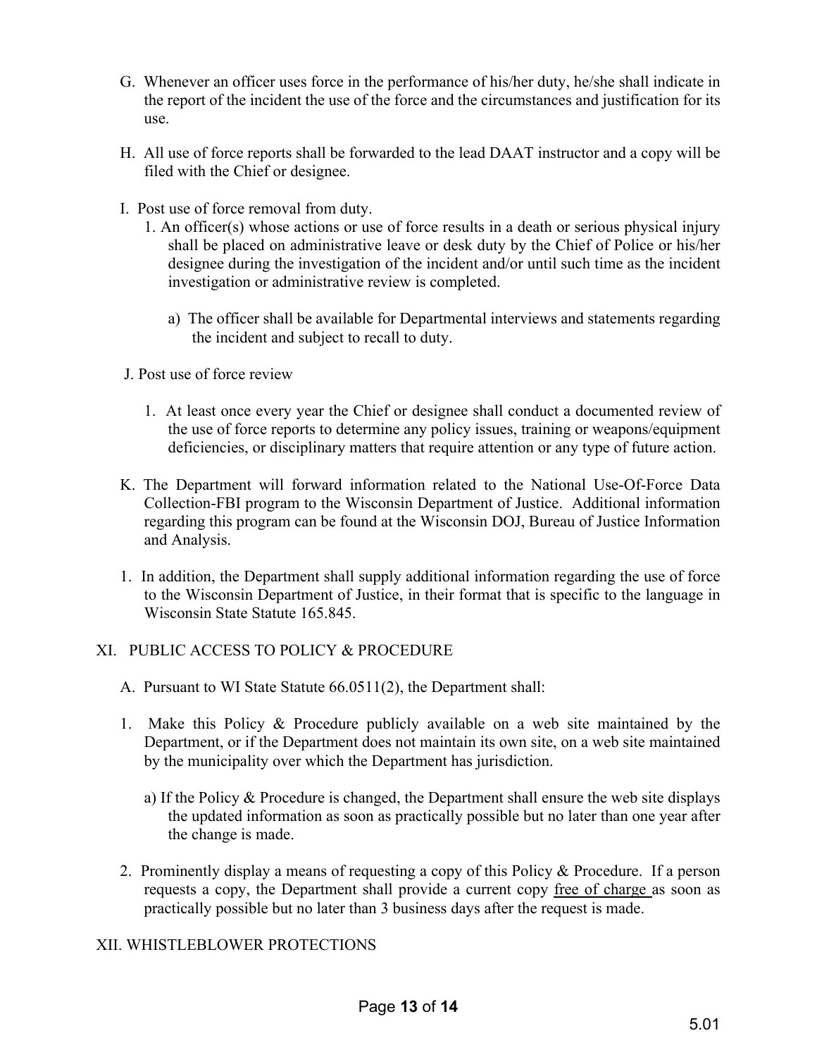G. Whenever an officer uses force in the performance of his/her duty, he/she shall indicate in the report of the incident the use of the force and the circumstances and justification for its use.

H. All use of force reports shall be forwarded to the lead DAAT instructor and a copy will be filed with the Chief or designee.

I. Post use of force removal from duty.

1. An officer(s) whose actions or use of force results in a death or serious physical injury shall be placed on administrative leave or desk duty by the Chief of Police or his/her designee during the investigation of the incident and/or until such time as the incident investigation or administrative review is completed.

   a) The officer shall be available for Departmental interviews and statements regarding the incident and subject to recall to duty.

J. Post use of force review

1. At least once every year the Chief or designee shall conduct a documented review of the use of force reports to determine any policy issues, training or weapons/equipment deficiencies, or disciplinary matters that require attention or any type of future action.

K. The Department will forward information related to the National Use-Of-Force Data Collection-FBI program to the Wisconsin Department of Justice. Additional information regarding this program can be found at the Wisconsin DOJ, Bureau of Justice Information and Analysis.

1. In addition, the Department shall supply additional information regarding the use of force to the Wisconsin Department of Justice, in their format that is specific to the language in Wisconsin State Statute 165.845.

## XI. PUBLIC ACCESS TO POLICY & PROCEDURE

A. Pursuant to WI State Statute 66.0511(2), the Department shall:

1. Make this Policy & Procedure publicly available on a web site maintained by the Department, or if the Department does not maintain its own site, on a web site maintained by the municipality over which the Department has jurisdiction.

   a) If the Policy & Procedure is changed, the Department shall ensure the web site displays the updated information as soon as practically possible but no later than one year after the change is made.

2. Prominently display a means of requesting a copy of this Policy & Procedure. If a person requests a copy, the Department shall provide a current copy free of charge as soon as practically possible but no later than 3 business days after the request is made.

## XII. WHISTLEBLOWER PROTECTIONS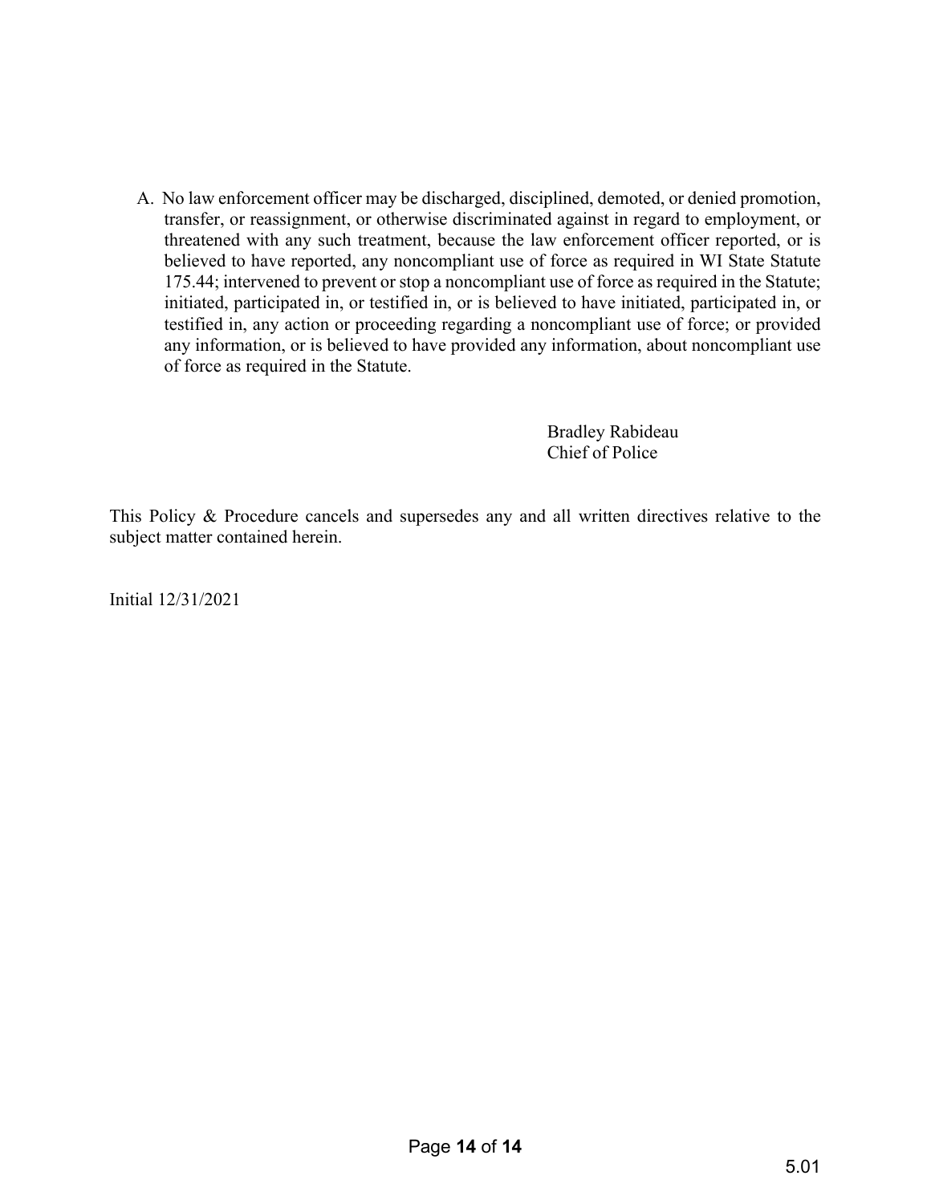A. No law enforcement officer may be discharged, disciplined, demoted, or denied promotion, transfer, or reassignment, or otherwise discriminated against in regard to employment, or threatened with any such treatment, because the law enforcement officer reported, or is believed to have reported, any noncompliant use of force as required in WI State Statute 175.44; intervened to prevent or stop a noncompliant use of force as required in the Statute; initiated, participated in, or testified in, or is believed to have initiated, participated in, or testified in, any action or proceeding regarding a noncompliant use of force; or provided any information, or is believed to have provided any information, about noncompliant use of force as required in the Statute.

Bradley Rabideau
Chief of Police

This Policy & Procedure cancels and supersedes any and all written directives relative to the subject matter contained herein.

Initial 12/31/2021